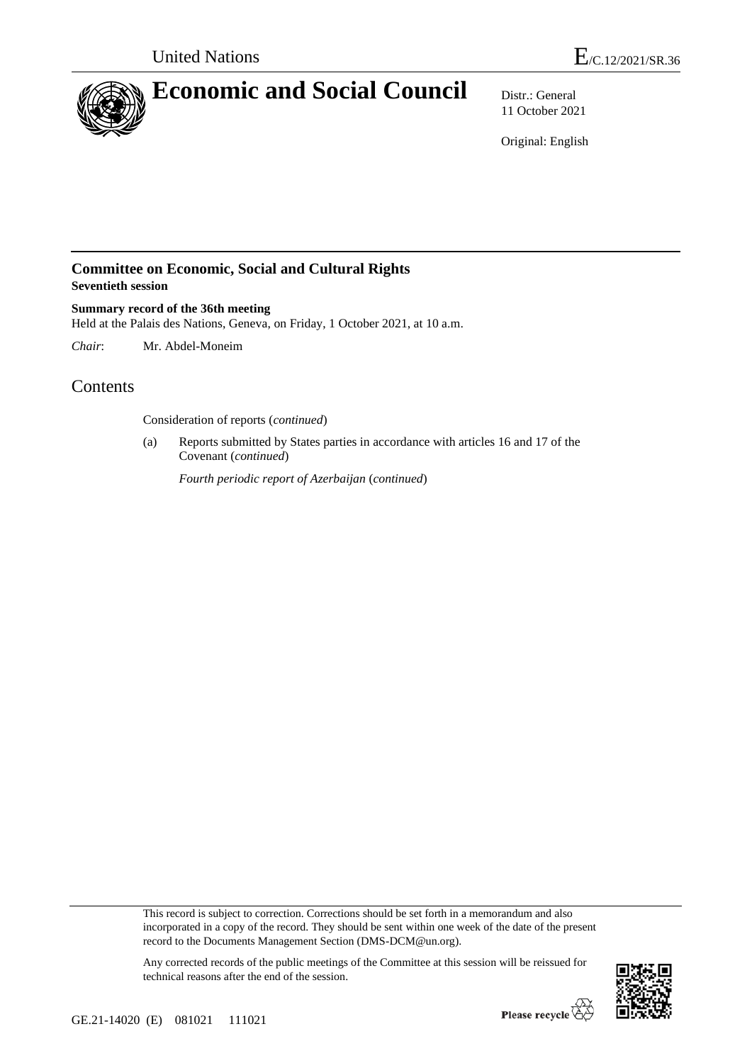United Nations

E/C.12/2021/SR.36

# Economic and Social Council

Distr.: General
11 October 2021

Original: English

## Committee on Economic, Social and Cultural Rights
**Seventieth session**

**Summary record of the 36th meeting**
Held at the Palais des Nations, Geneva, on Friday, 1 October 2021, at 10 a.m.

*Chair*: Mr. Abdel-Moneim

# Contents

Consideration of reports (*continued*)

(a) Reports submitted by States parties in accordance with articles 16 and 17 of the Covenant (*continued*)

*Fourth periodic report of Azerbaijan* (*continued*)

This record is subject to correction. Corrections should be set forth in a memorandum and also incorporated in a copy of the record. They should be sent within one week of the date of the present record to the Documents Management Section (DMS-DCM@un.org).

Any corrected records of the public meetings of the Committee at this session will be reissued for technical reasons after the end of the session.

GE.21-14020 (E) 081021 111021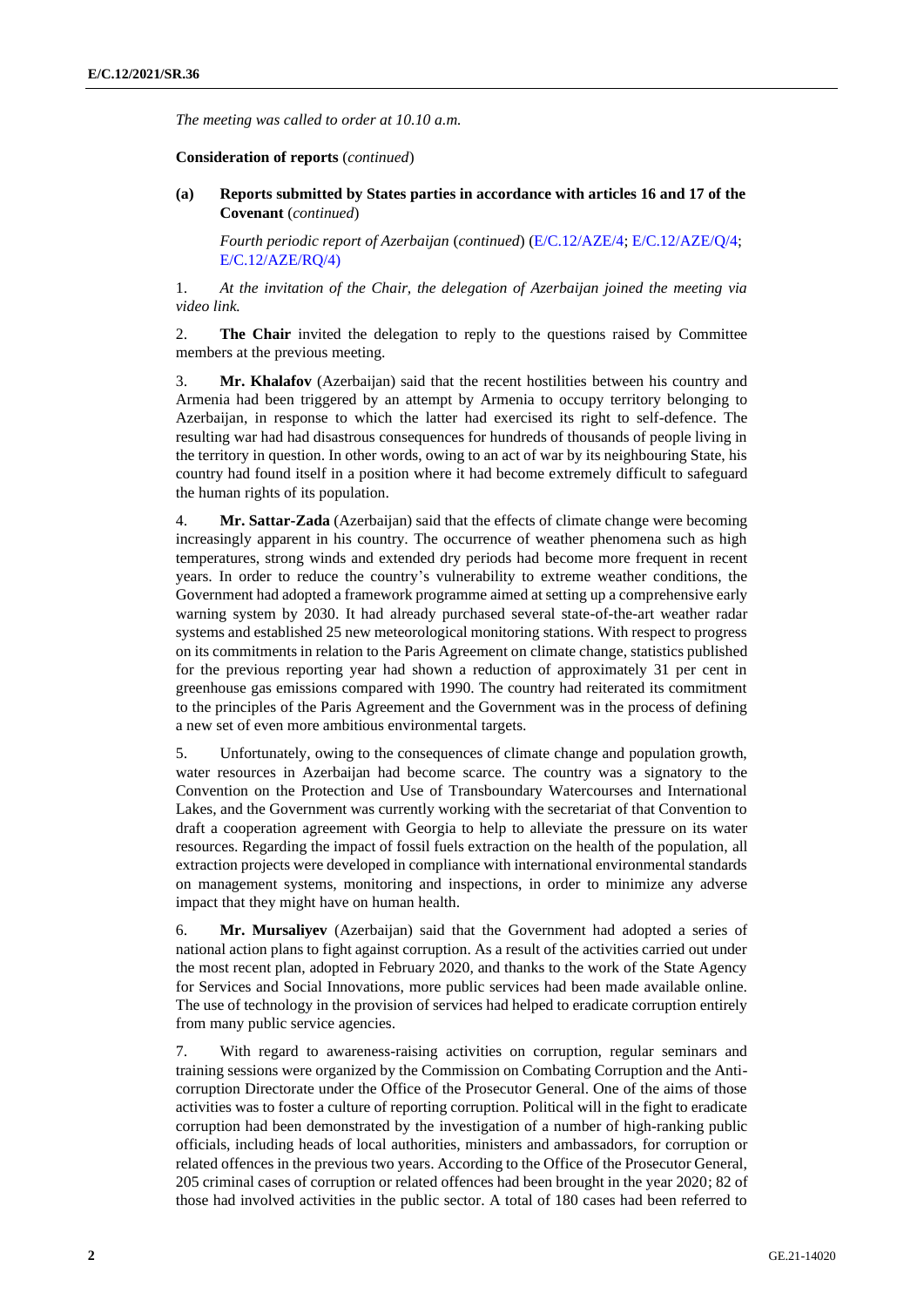*The meeting was called to order at 10.10 a.m.*

**Consideration of reports** (*continued*)

**(a) Reports submitted by States parties in accordance with articles 16 and 17 of the Covenant** (*continued*)

*Fourth periodic report of Azerbaijan* (*continued*) (E/C.12/AZE/4; E/C.12/AZE/Q/4; E/C.12/AZE/RQ/4)

1. *At the invitation of the Chair, the delegation of Azerbaijan joined the meeting via video link.*

2. **The Chair** invited the delegation to reply to the questions raised by Committee members at the previous meeting.

3. **Mr. Khalafov** (Azerbaijan) said that the recent hostilities between his country and Armenia had been triggered by an attempt by Armenia to occupy territory belonging to Azerbaijan, in response to which the latter had exercised its right to self-defence. The resulting war had had disastrous consequences for hundreds of thousands of people living in the territory in question. In other words, owing to an act of war by its neighbouring State, his country had found itself in a position where it had become extremely difficult to safeguard the human rights of its population.

4. **Mr. Sattar-Zada** (Azerbaijan) said that the effects of climate change were becoming increasingly apparent in his country. The occurrence of weather phenomena such as high temperatures, strong winds and extended dry periods had become more frequent in recent years. In order to reduce the country's vulnerability to extreme weather conditions, the Government had adopted a framework programme aimed at setting up a comprehensive early warning system by 2030. It had already purchased several state-of-the-art weather radar systems and established 25 new meteorological monitoring stations. With respect to progress on its commitments in relation to the Paris Agreement on climate change, statistics published for the previous reporting year had shown a reduction of approximately 31 per cent in greenhouse gas emissions compared with 1990. The country had reiterated its commitment to the principles of the Paris Agreement and the Government was in the process of defining a new set of even more ambitious environmental targets.

5. Unfortunately, owing to the consequences of climate change and population growth, water resources in Azerbaijan had become scarce. The country was a signatory to the Convention on the Protection and Use of Transboundary Watercourses and International Lakes, and the Government was currently working with the secretariat of that Convention to draft a cooperation agreement with Georgia to help to alleviate the pressure on its water resources. Regarding the impact of fossil fuels extraction on the health of the population, all extraction projects were developed in compliance with international environmental standards on management systems, monitoring and inspections, in order to minimize any adverse impact that they might have on human health.

6. **Mr. Mursaliyev** (Azerbaijan) said that the Government had adopted a series of national action plans to fight against corruption. As a result of the activities carried out under the most recent plan, adopted in February 2020, and thanks to the work of the State Agency for Services and Social Innovations, more public services had been made available online. The use of technology in the provision of services had helped to eradicate corruption entirely from many public service agencies.

7. With regard to awareness-raising activities on corruption, regular seminars and training sessions were organized by the Commission on Combating Corruption and the Anti-corruption Directorate under the Office of the Prosecutor General. One of the aims of those activities was to foster a culture of reporting corruption. Political will in the fight to eradicate corruption had been demonstrated by the investigation of a number of high-ranking public officials, including heads of local authorities, ministers and ambassadors, for corruption or related offences in the previous two years. According to the Office of the Prosecutor General, 205 criminal cases of corruption or related offences had been brought in the year 2020; 82 of those had involved activities in the public sector. A total of 180 cases had been referred to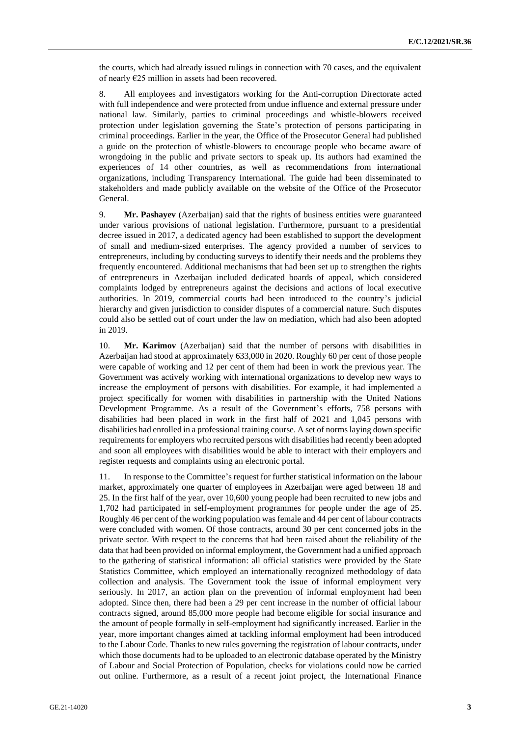the courts, which had already issued rulings in connection with 70 cases, and the equivalent of nearly €25 million in assets had been recovered.

8. All employees and investigators working for the Anti-corruption Directorate acted with full independence and were protected from undue influence and external pressure under national law. Similarly, parties to criminal proceedings and whistle-blowers received protection under legislation governing the State's protection of persons participating in criminal proceedings. Earlier in the year, the Office of the Prosecutor General had published a guide on the protection of whistle-blowers to encourage people who became aware of wrongdoing in the public and private sectors to speak up. Its authors had examined the experiences of 14 other countries, as well as recommendations from international organizations, including Transparency International. The guide had been disseminated to stakeholders and made publicly available on the website of the Office of the Prosecutor General.

9. **Mr. Pashayev** (Azerbaijan) said that the rights of business entities were guaranteed under various provisions of national legislation. Furthermore, pursuant to a presidential decree issued in 2017, a dedicated agency had been established to support the development of small and medium-sized enterprises. The agency provided a number of services to entrepreneurs, including by conducting surveys to identify their needs and the problems they frequently encountered. Additional mechanisms that had been set up to strengthen the rights of entrepreneurs in Azerbaijan included dedicated boards of appeal, which considered complaints lodged by entrepreneurs against the decisions and actions of local executive authorities. In 2019, commercial courts had been introduced to the country's judicial hierarchy and given jurisdiction to consider disputes of a commercial nature. Such disputes could also be settled out of court under the law on mediation, which had also been adopted in 2019.

10. **Mr. Karimov** (Azerbaijan) said that the number of persons with disabilities in Azerbaijan had stood at approximately 633,000 in 2020. Roughly 60 per cent of those people were capable of working and 12 per cent of them had been in work the previous year. The Government was actively working with international organizations to develop new ways to increase the employment of persons with disabilities. For example, it had implemented a project specifically for women with disabilities in partnership with the United Nations Development Programme. As a result of the Government's efforts, 758 persons with disabilities had been placed in work in the first half of 2021 and 1,045 persons with disabilities had enrolled in a professional training course. A set of norms laying down specific requirements for employers who recruited persons with disabilities had recently been adopted and soon all employees with disabilities would be able to interact with their employers and register requests and complaints using an electronic portal.

11. In response to the Committee's request for further statistical information on the labour market, approximately one quarter of employees in Azerbaijan were aged between 18 and 25. In the first half of the year, over 10,600 young people had been recruited to new jobs and 1,702 had participated in self-employment programmes for people under the age of 25. Roughly 46 per cent of the working population was female and 44 per cent of labour contracts were concluded with women. Of those contracts, around 30 per cent concerned jobs in the private sector. With respect to the concerns that had been raised about the reliability of the data that had been provided on informal employment, the Government had a unified approach to the gathering of statistical information: all official statistics were provided by the State Statistics Committee, which employed an internationally recognized methodology of data collection and analysis. The Government took the issue of informal employment very seriously. In 2017, an action plan on the prevention of informal employment had been adopted. Since then, there had been a 29 per cent increase in the number of official labour contracts signed, around 85,000 more people had become eligible for social insurance and the amount of people formally in self-employment had significantly increased. Earlier in the year, more important changes aimed at tackling informal employment had been introduced to the Labour Code. Thanks to new rules governing the registration of labour contracts, under which those documents had to be uploaded to an electronic database operated by the Ministry of Labour and Social Protection of Population, checks for violations could now be carried out online. Furthermore, as a result of a recent joint project, the International Finance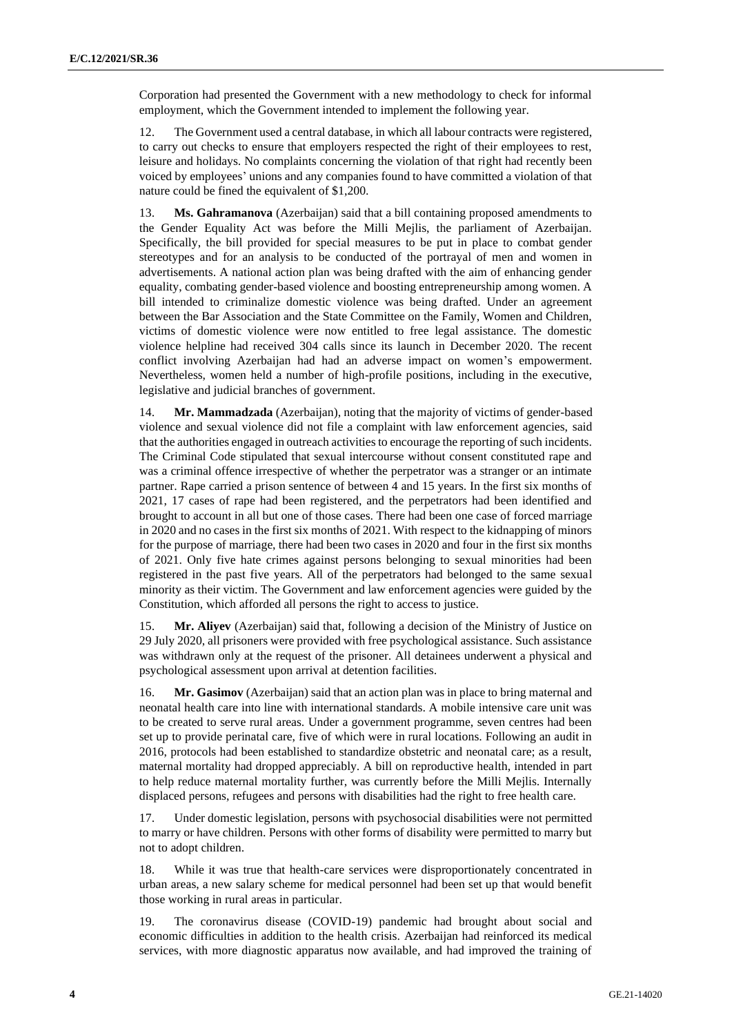Corporation had presented the Government with a new methodology to check for informal employment, which the Government intended to implement the following year.

12. The Government used a central database, in which all labour contracts were registered, to carry out checks to ensure that employers respected the right of their employees to rest, leisure and holidays. No complaints concerning the violation of that right had recently been voiced by employees' unions and any companies found to have committed a violation of that nature could be fined the equivalent of $1,200.

13. **Ms. Gahramanova** (Azerbaijan) said that a bill containing proposed amendments to the Gender Equality Act was before the Milli Mejlis, the parliament of Azerbaijan. Specifically, the bill provided for special measures to be put in place to combat gender stereotypes and for an analysis to be conducted of the portrayal of men and women in advertisements. A national action plan was being drafted with the aim of enhancing gender equality, combating gender-based violence and boosting entrepreneurship among women. A bill intended to criminalize domestic violence was being drafted. Under an agreement between the Bar Association and the State Committee on the Family, Women and Children, victims of domestic violence were now entitled to free legal assistance. The domestic violence helpline had received 304 calls since its launch in December 2020. The recent conflict involving Azerbaijan had had an adverse impact on women's empowerment. Nevertheless, women held a number of high-profile positions, including in the executive, legislative and judicial branches of government.

14. **Mr. Mammadzada** (Azerbaijan), noting that the majority of victims of gender-based violence and sexual violence did not file a complaint with law enforcement agencies, said that the authorities engaged in outreach activities to encourage the reporting of such incidents. The Criminal Code stipulated that sexual intercourse without consent constituted rape and was a criminal offence irrespective of whether the perpetrator was a stranger or an intimate partner. Rape carried a prison sentence of between 4 and 15 years. In the first six months of 2021, 17 cases of rape had been registered, and the perpetrators had been identified and brought to account in all but one of those cases. There had been one case of forced marriage in 2020 and no cases in the first six months of 2021. With respect to the kidnapping of minors for the purpose of marriage, there had been two cases in 2020 and four in the first six months of 2021. Only five hate crimes against persons belonging to sexual minorities had been registered in the past five years. All of the perpetrators had belonged to the same sexual minority as their victim. The Government and law enforcement agencies were guided by the Constitution, which afforded all persons the right to access to justice.

15. **Mr. Aliyev** (Azerbaijan) said that, following a decision of the Ministry of Justice on 29 July 2020, all prisoners were provided with free psychological assistance. Such assistance was withdrawn only at the request of the prisoner. All detainees underwent a physical and psychological assessment upon arrival at detention facilities.

16. **Mr. Gasimov** (Azerbaijan) said that an action plan was in place to bring maternal and neonatal health care into line with international standards. A mobile intensive care unit was to be created to serve rural areas. Under a government programme, seven centres had been set up to provide perinatal care, five of which were in rural locations. Following an audit in 2016, protocols had been established to standardize obstetric and neonatal care; as a result, maternal mortality had dropped appreciably. A bill on reproductive health, intended in part to help reduce maternal mortality further, was currently before the Milli Mejlis. Internally displaced persons, refugees and persons with disabilities had the right to free health care.

17. Under domestic legislation, persons with psychosocial disabilities were not permitted to marry or have children. Persons with other forms of disability were permitted to marry but not to adopt children.

18. While it was true that health-care services were disproportionately concentrated in urban areas, a new salary scheme for medical personnel had been set up that would benefit those working in rural areas in particular.

19. The coronavirus disease (COVID-19) pandemic had brought about social and economic difficulties in addition to the health crisis. Azerbaijan had reinforced its medical services, with more diagnostic apparatus now available, and had improved the training of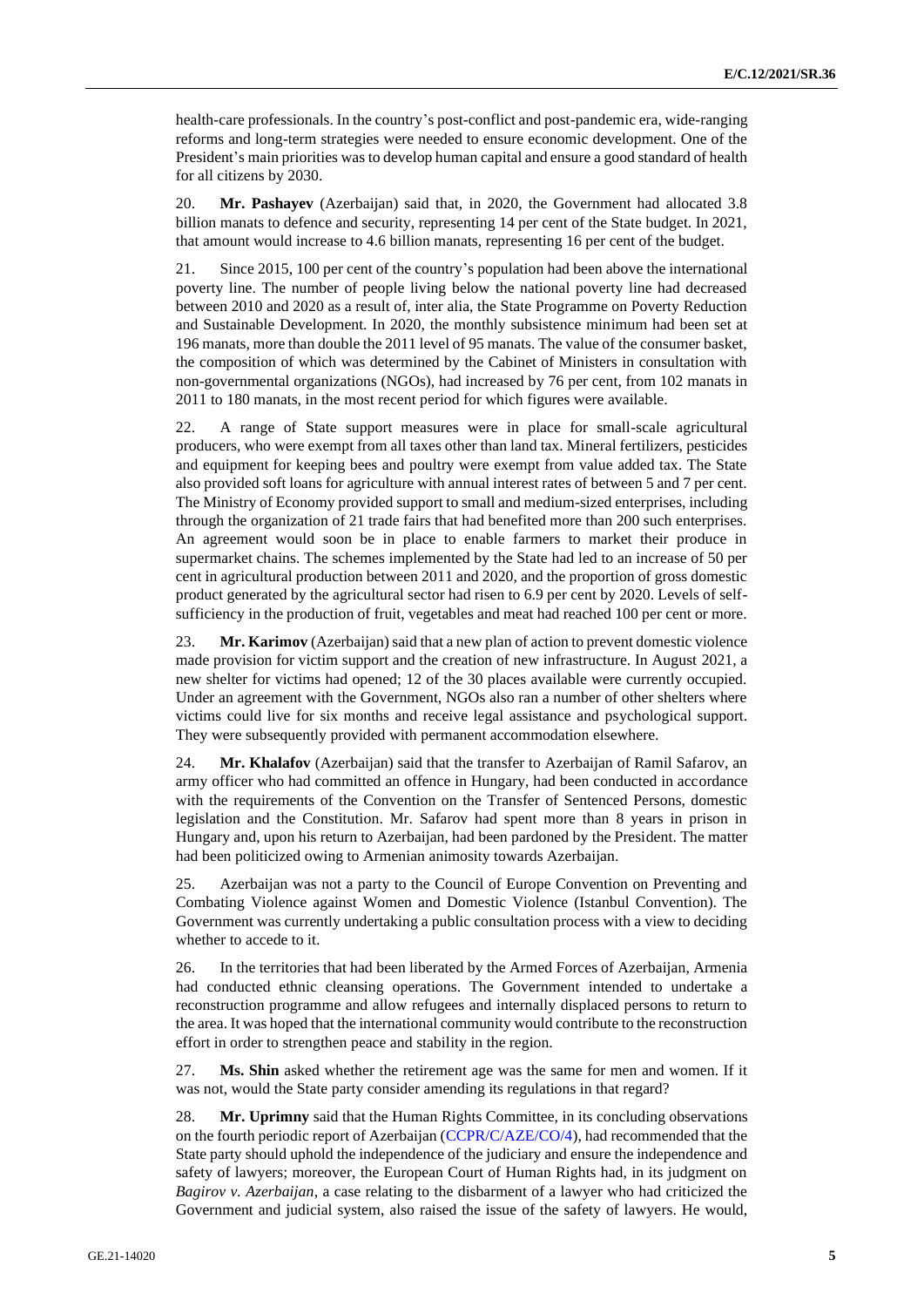health-care professionals. In the country's post-conflict and post-pandemic era, wide-ranging reforms and long-term strategies were needed to ensure economic development. One of the President's main priorities was to develop human capital and ensure a good standard of health for all citizens by 2030.

20. **Mr. Pashayev** (Azerbaijan) said that, in 2020, the Government had allocated 3.8 billion manats to defence and security, representing 14 per cent of the State budget. In 2021, that amount would increase to 4.6 billion manats, representing 16 per cent of the budget.

21. Since 2015, 100 per cent of the country's population had been above the international poverty line. The number of people living below the national poverty line had decreased between 2010 and 2020 as a result of, inter alia, the State Programme on Poverty Reduction and Sustainable Development. In 2020, the monthly subsistence minimum had been set at 196 manats, more than double the 2011 level of 95 manats. The value of the consumer basket, the composition of which was determined by the Cabinet of Ministers in consultation with non-governmental organizations (NGOs), had increased by 76 per cent, from 102 manats in 2011 to 180 manats, in the most recent period for which figures were available.

22. A range of State support measures were in place for small-scale agricultural producers, who were exempt from all taxes other than land tax. Mineral fertilizers, pesticides and equipment for keeping bees and poultry were exempt from value added tax. The State also provided soft loans for agriculture with annual interest rates of between 5 and 7 per cent. The Ministry of Economy provided support to small and medium-sized enterprises, including through the organization of 21 trade fairs that had benefited more than 200 such enterprises. An agreement would soon be in place to enable farmers to market their produce in supermarket chains. The schemes implemented by the State had led to an increase of 50 per cent in agricultural production between 2011 and 2020, and the proportion of gross domestic product generated by the agricultural sector had risen to 6.9 per cent by 2020. Levels of self-sufficiency in the production of fruit, vegetables and meat had reached 100 per cent or more.

23. **Mr. Karimov** (Azerbaijan) said that a new plan of action to prevent domestic violence made provision for victim support and the creation of new infrastructure. In August 2021, a new shelter for victims had opened; 12 of the 30 places available were currently occupied. Under an agreement with the Government, NGOs also ran a number of other shelters where victims could live for six months and receive legal assistance and psychological support. They were subsequently provided with permanent accommodation elsewhere.

24. **Mr. Khalafov** (Azerbaijan) said that the transfer to Azerbaijan of Ramil Safarov, an army officer who had committed an offence in Hungary, had been conducted in accordance with the requirements of the Convention on the Transfer of Sentenced Persons, domestic legislation and the Constitution. Mr. Safarov had spent more than 8 years in prison in Hungary and, upon his return to Azerbaijan, had been pardoned by the President. The matter had been politicized owing to Armenian animosity towards Azerbaijan.

25. Azerbaijan was not a party to the Council of Europe Convention on Preventing and Combating Violence against Women and Domestic Violence (Istanbul Convention). The Government was currently undertaking a public consultation process with a view to deciding whether to accede to it.

26. In the territories that had been liberated by the Armed Forces of Azerbaijan, Armenia had conducted ethnic cleansing operations. The Government intended to undertake a reconstruction programme and allow refugees and internally displaced persons to return to the area. It was hoped that the international community would contribute to the reconstruction effort in order to strengthen peace and stability in the region.

27. **Ms. Shin** asked whether the retirement age was the same for men and women. If it was not, would the State party consider amending its regulations in that regard?

28. **Mr. Uprimny** said that the Human Rights Committee, in its concluding observations on the fourth periodic report of Azerbaijan (CCPR/C/AZE/CO/4), had recommended that the State party should uphold the independence of the judiciary and ensure the independence and safety of lawyers; moreover, the European Court of Human Rights had, in its judgment on *Bagirov v. Azerbaijan*, a case relating to the disbarment of a lawyer who had criticized the Government and judicial system, also raised the issue of the safety of lawyers. He would,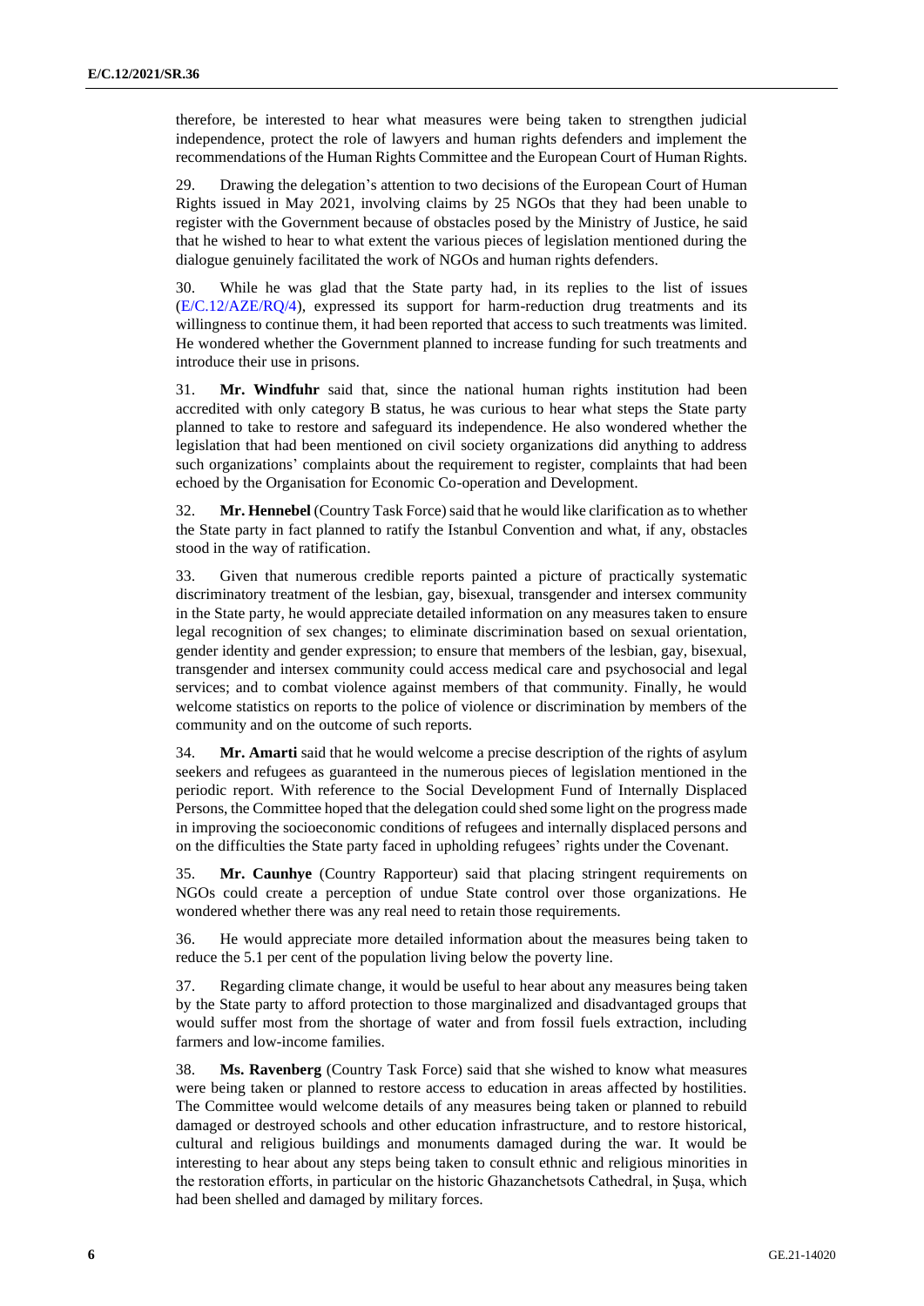therefore, be interested to hear what measures were being taken to strengthen judicial independence, protect the role of lawyers and human rights defenders and implement the recommendations of the Human Rights Committee and the European Court of Human Rights.

29. Drawing the delegation's attention to two decisions of the European Court of Human Rights issued in May 2021, involving claims by 25 NGOs that they had been unable to register with the Government because of obstacles posed by the Ministry of Justice, he said that he wished to hear to what extent the various pieces of legislation mentioned during the dialogue genuinely facilitated the work of NGOs and human rights defenders.

30. While he was glad that the State party had, in its replies to the list of issues (E/C.12/AZE/RQ/4), expressed its support for harm-reduction drug treatments and its willingness to continue them, it had been reported that access to such treatments was limited. He wondered whether the Government planned to increase funding for such treatments and introduce their use in prisons.

31. **Mr. Windfuhr** said that, since the national human rights institution had been accredited with only category B status, he was curious to hear what steps the State party planned to take to restore and safeguard its independence. He also wondered whether the legislation that had been mentioned on civil society organizations did anything to address such organizations' complaints about the requirement to register, complaints that had been echoed by the Organisation for Economic Co-operation and Development.

32. **Mr. Hennebel** (Country Task Force) said that he would like clarification as to whether the State party in fact planned to ratify the Istanbul Convention and what, if any, obstacles stood in the way of ratification.

33. Given that numerous credible reports painted a picture of practically systematic discriminatory treatment of the lesbian, gay, bisexual, transgender and intersex community in the State party, he would appreciate detailed information on any measures taken to ensure legal recognition of sex changes; to eliminate discrimination based on sexual orientation, gender identity and gender expression; to ensure that members of the lesbian, gay, bisexual, transgender and intersex community could access medical care and psychosocial and legal services; and to combat violence against members of that community. Finally, he would welcome statistics on reports to the police of violence or discrimination by members of the community and on the outcome of such reports.

34. **Mr. Amarti** said that he would welcome a precise description of the rights of asylum seekers and refugees as guaranteed in the numerous pieces of legislation mentioned in the periodic report. With reference to the Social Development Fund of Internally Displaced Persons, the Committee hoped that the delegation could shed some light on the progress made in improving the socioeconomic conditions of refugees and internally displaced persons and on the difficulties the State party faced in upholding refugees' rights under the Covenant.

35. **Mr. Caunhye** (Country Rapporteur) said that placing stringent requirements on NGOs could create a perception of undue State control over those organizations. He wondered whether there was any real need to retain those requirements.

36. He would appreciate more detailed information about the measures being taken to reduce the 5.1 per cent of the population living below the poverty line.

37. Regarding climate change, it would be useful to hear about any measures being taken by the State party to afford protection to those marginalized and disadvantaged groups that would suffer most from the shortage of water and from fossil fuels extraction, including farmers and low-income families.

38. **Ms. Ravenberg** (Country Task Force) said that she wished to know what measures were being taken or planned to restore access to education in areas affected by hostilities. The Committee would welcome details of any measures being taken or planned to rebuild damaged or destroyed schools and other education infrastructure, and to restore historical, cultural and religious buildings and monuments damaged during the war. It would be interesting to hear about any steps being taken to consult ethnic and religious minorities in the restoration efforts, in particular on the historic Ghazanchetsots Cathedral, in Şuşa, which had been shelled and damaged by military forces.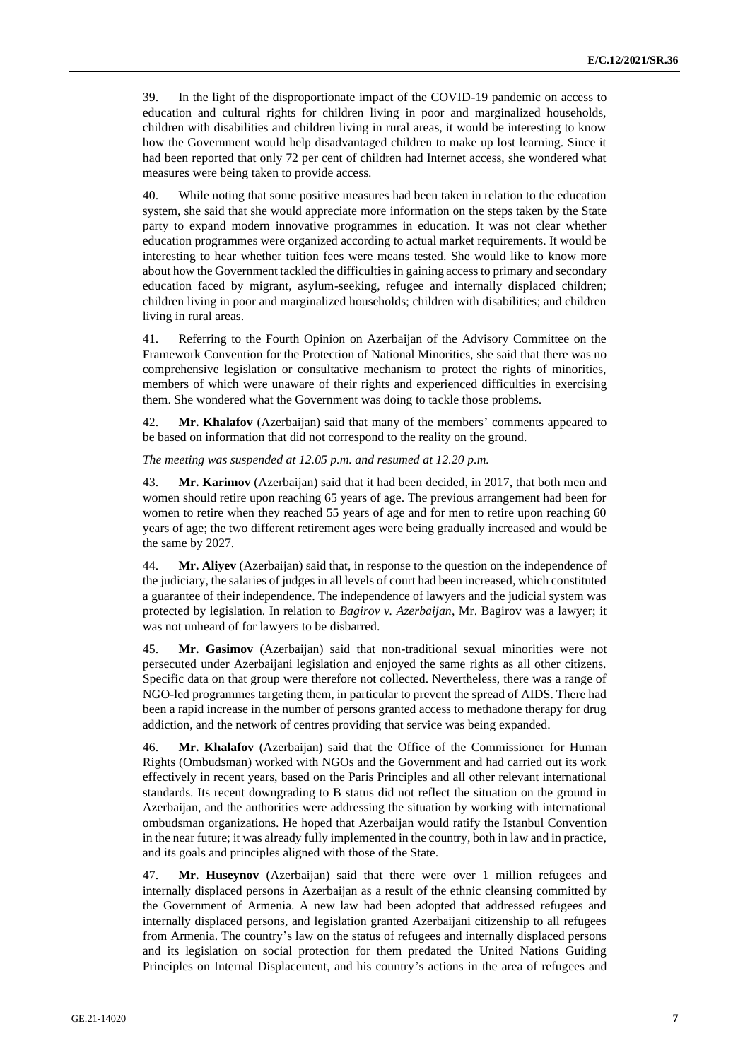39. In the light of the disproportionate impact of the COVID-19 pandemic on access to education and cultural rights for children living in poor and marginalized households, children with disabilities and children living in rural areas, it would be interesting to know how the Government would help disadvantaged children to make up lost learning. Since it had been reported that only 72 per cent of children had Internet access, she wondered what measures were being taken to provide access.

40. While noting that some positive measures had been taken in relation to the education system, she said that she would appreciate more information on the steps taken by the State party to expand modern innovative programmes in education. It was not clear whether education programmes were organized according to actual market requirements. It would be interesting to hear whether tuition fees were means tested. She would like to know more about how the Government tackled the difficulties in gaining access to primary and secondary education faced by migrant, asylum-seeking, refugee and internally displaced children; children living in poor and marginalized households; children with disabilities; and children living in rural areas.

41. Referring to the Fourth Opinion on Azerbaijan of the Advisory Committee on the Framework Convention for the Protection of National Minorities, she said that there was no comprehensive legislation or consultative mechanism to protect the rights of minorities, members of which were unaware of their rights and experienced difficulties in exercising them. She wondered what the Government was doing to tackle those problems.

42. **Mr. Khalafov** (Azerbaijan) said that many of the members' comments appeared to be based on information that did not correspond to the reality on the ground.

*The meeting was suspended at 12.05 p.m. and resumed at 12.20 p.m.*

43. **Mr. Karimov** (Azerbaijan) said that it had been decided, in 2017, that both men and women should retire upon reaching 65 years of age. The previous arrangement had been for women to retire when they reached 55 years of age and for men to retire upon reaching 60 years of age; the two different retirement ages were being gradually increased and would be the same by 2027.

44. **Mr. Aliyev** (Azerbaijan) said that, in response to the question on the independence of the judiciary, the salaries of judges in all levels of court had been increased, which constituted a guarantee of their independence. The independence of lawyers and the judicial system was protected by legislation. In relation to *Bagirov v. Azerbaijan*, Mr. Bagirov was a lawyer; it was not unheard of for lawyers to be disbarred.

45. **Mr. Gasimov** (Azerbaijan) said that non-traditional sexual minorities were not persecuted under Azerbaijani legislation and enjoyed the same rights as all other citizens. Specific data on that group were therefore not collected. Nevertheless, there was a range of NGO-led programmes targeting them, in particular to prevent the spread of AIDS. There had been a rapid increase in the number of persons granted access to methadone therapy for drug addiction, and the network of centres providing that service was being expanded.

46. **Mr. Khalafov** (Azerbaijan) said that the Office of the Commissioner for Human Rights (Ombudsman) worked with NGOs and the Government and had carried out its work effectively in recent years, based on the Paris Principles and all other relevant international standards. Its recent downgrading to B status did not reflect the situation on the ground in Azerbaijan, and the authorities were addressing the situation by working with international ombudsman organizations. He hoped that Azerbaijan would ratify the Istanbul Convention in the near future; it was already fully implemented in the country, both in law and in practice, and its goals and principles aligned with those of the State.

47. **Mr. Huseynov** (Azerbaijan) said that there were over 1 million refugees and internally displaced persons in Azerbaijan as a result of the ethnic cleansing committed by the Government of Armenia. A new law had been adopted that addressed refugees and internally displaced persons, and legislation granted Azerbaijani citizenship to all refugees from Armenia. The country's law on the status of refugees and internally displaced persons and its legislation on social protection for them predated the United Nations Guiding Principles on Internal Displacement, and his country's actions in the area of refugees and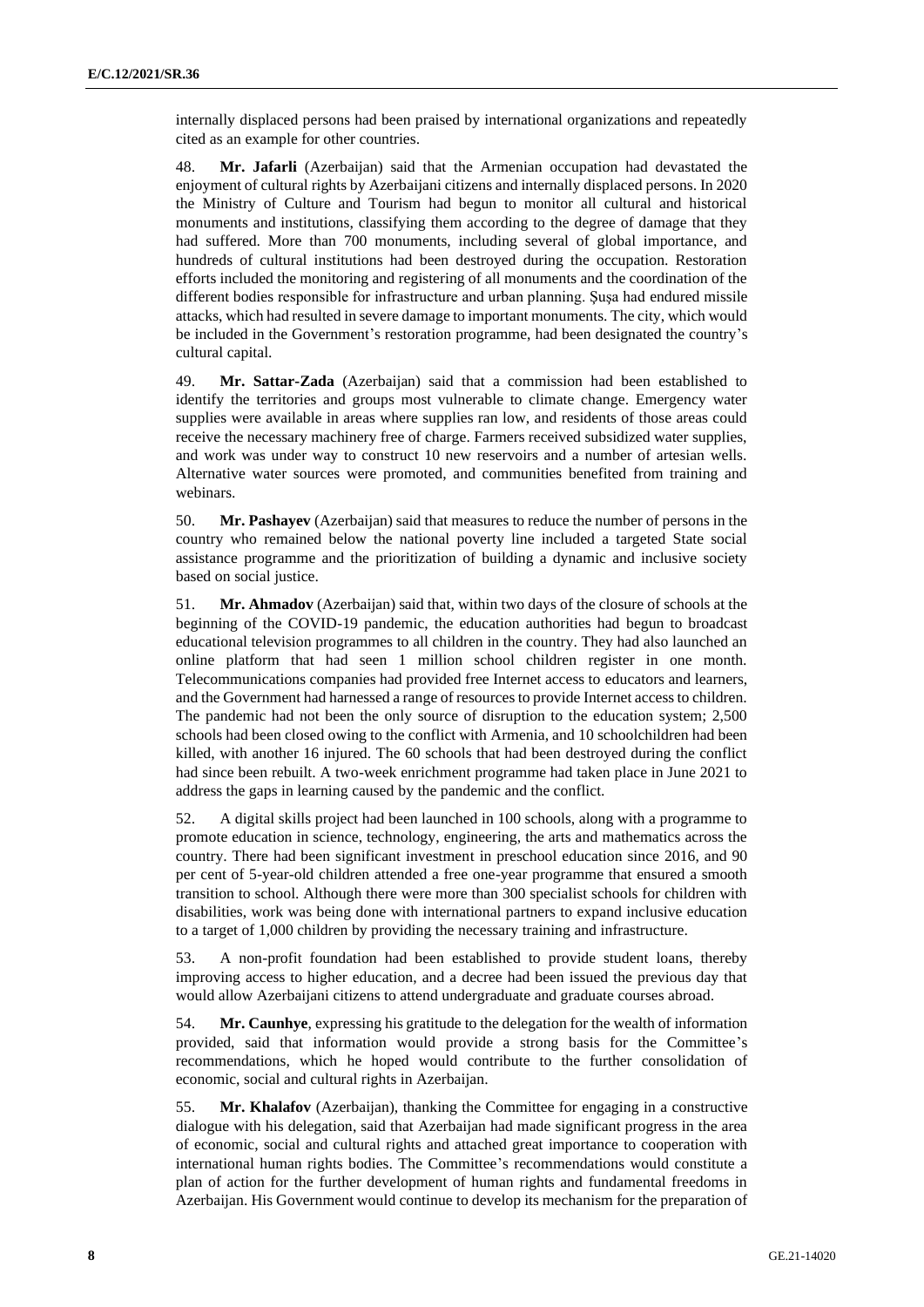internally displaced persons had been praised by international organizations and repeatedly cited as an example for other countries.

48. **Mr. Jafarli** (Azerbaijan) said that the Armenian occupation had devastated the enjoyment of cultural rights by Azerbaijani citizens and internally displaced persons. In 2020 the Ministry of Culture and Tourism had begun to monitor all cultural and historical monuments and institutions, classifying them according to the degree of damage that they had suffered. More than 700 monuments, including several of global importance, and hundreds of cultural institutions had been destroyed during the occupation. Restoration efforts included the monitoring and registering of all monuments and the coordination of the different bodies responsible for infrastructure and urban planning. Şuşa had endured missile attacks, which had resulted in severe damage to important monuments. The city, which would be included in the Government's restoration programme, had been designated the country's cultural capital.

49. **Mr. Sattar-Zada** (Azerbaijan) said that a commission had been established to identify the territories and groups most vulnerable to climate change. Emergency water supplies were available in areas where supplies ran low, and residents of those areas could receive the necessary machinery free of charge. Farmers received subsidized water supplies, and work was under way to construct 10 new reservoirs and a number of artesian wells. Alternative water sources were promoted, and communities benefited from training and webinars.

50. **Mr. Pashayev** (Azerbaijan) said that measures to reduce the number of persons in the country who remained below the national poverty line included a targeted State social assistance programme and the prioritization of building a dynamic and inclusive society based on social justice.

51. **Mr. Ahmadov** (Azerbaijan) said that, within two days of the closure of schools at the beginning of the COVID-19 pandemic, the education authorities had begun to broadcast educational television programmes to all children in the country. They had also launched an online platform that had seen 1 million school children register in one month. Telecommunications companies had provided free Internet access to educators and learners, and the Government had harnessed a range of resources to provide Internet access to children. The pandemic had not been the only source of disruption to the education system; 2,500 schools had been closed owing to the conflict with Armenia, and 10 schoolchildren had been killed, with another 16 injured. The 60 schools that had been destroyed during the conflict had since been rebuilt. A two-week enrichment programme had taken place in June 2021 to address the gaps in learning caused by the pandemic and the conflict.

52. A digital skills project had been launched in 100 schools, along with a programme to promote education in science, technology, engineering, the arts and mathematics across the country. There had been significant investment in preschool education since 2016, and 90 per cent of 5-year-old children attended a free one-year programme that ensured a smooth transition to school. Although there were more than 300 specialist schools for children with disabilities, work was being done with international partners to expand inclusive education to a target of 1,000 children by providing the necessary training and infrastructure.

53. A non-profit foundation had been established to provide student loans, thereby improving access to higher education, and a decree had been issued the previous day that would allow Azerbaijani citizens to attend undergraduate and graduate courses abroad.

54. **Mr. Caunhye**, expressing his gratitude to the delegation for the wealth of information provided, said that information would provide a strong basis for the Committee's recommendations, which he hoped would contribute to the further consolidation of economic, social and cultural rights in Azerbaijan.

55. **Mr. Khalafov** (Azerbaijan), thanking the Committee for engaging in a constructive dialogue with his delegation, said that Azerbaijan had made significant progress in the area of economic, social and cultural rights and attached great importance to cooperation with international human rights bodies. The Committee's recommendations would constitute a plan of action for the further development of human rights and fundamental freedoms in Azerbaijan. His Government would continue to develop its mechanism for the preparation of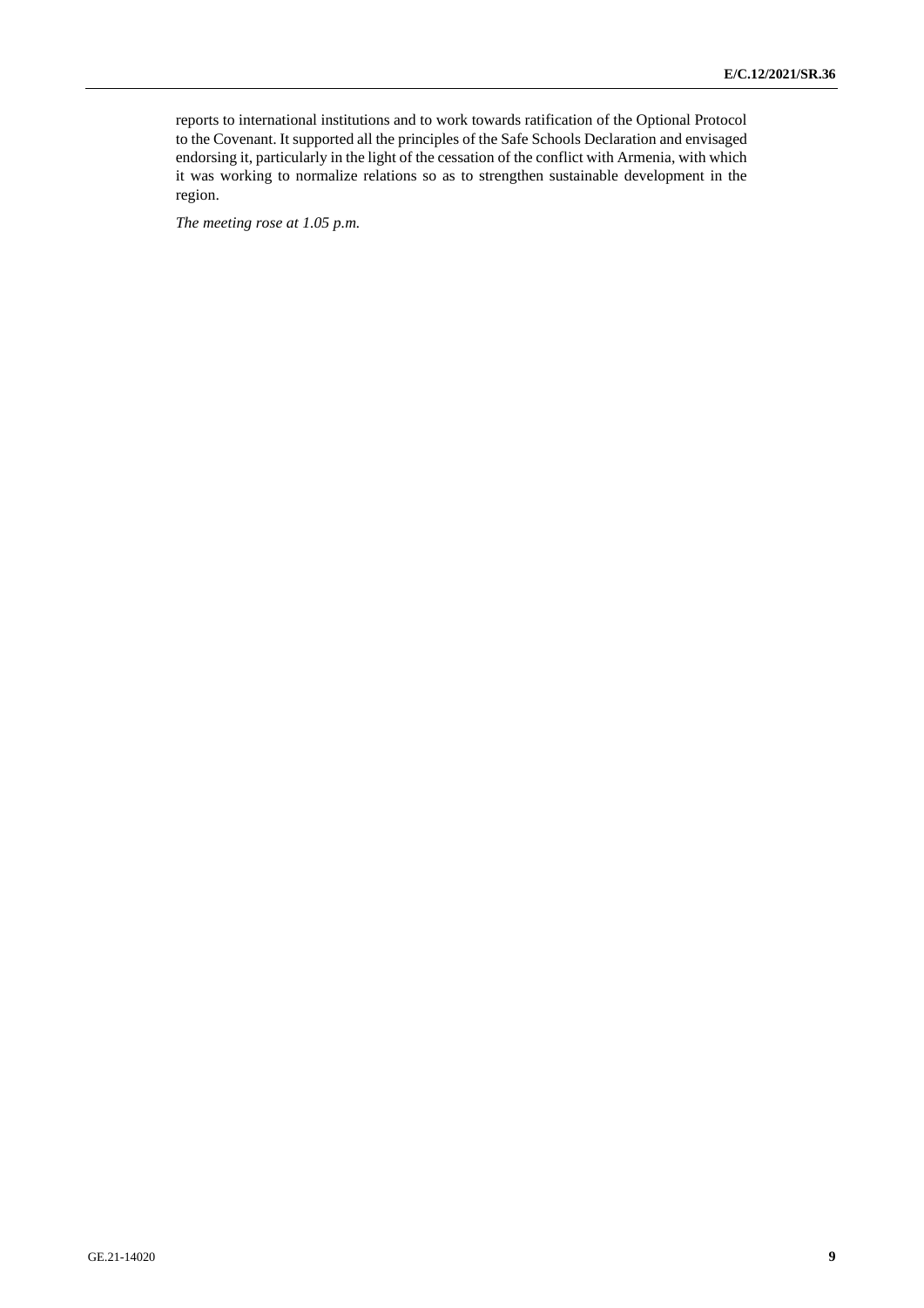reports to international institutions and to work towards ratification of the Optional Protocol to the Covenant. It supported all the principles of the Safe Schools Declaration and envisaged endorsing it, particularly in the light of the cessation of the conflict with Armenia, with which it was working to normalize relations so as to strengthen sustainable development in the region.

*The meeting rose at 1.05 p.m.*